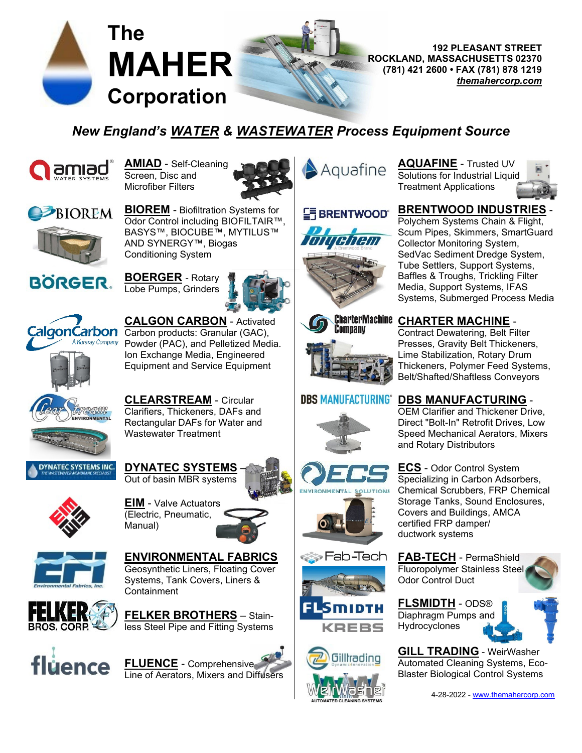# The MAHER Corporation

192 PLEASANT STREET
ROCKLAND, MASSACHUSETTS 02370
(781) 421 2600 • FAX (781) 878 1219
themahercorp.com

## *New England's WATER & WASTEWATER Process Equipment Source*

**AMIAD** - Self-Cleaning Screen, Disc and Microfiber Filters

**BIOREM** - Biofiltration Systems for Odor Control including BIOFILTAIR™, BASYS™, BIOCUBE™, MYTILUS™ AND SYNERGY™, Biogas Conditioning System

**BOERGER** - Rotary Lobe Pumps, Grinders

**CALGON CARBON** - Activated Carbon products: Granular (GAC), Powder (PAC), and Pelletized Media. Ion Exchange Media, Engineered Equipment and Service Equipment

**CLEARSTREAM** - Circular Clarifiers, Thickeners, DAFs and Rectangular DAFs for Water and Wastewater Treatment

**DYNATEC SYSTEMS** – Out of basin MBR systems

**EIM** - Valve Actuators (Electric, Pneumatic, Manual)

**ENVIRONMENTAL FABRICS** Geosynthetic Liners, Floating Cover Systems, Tank Covers, Liners & Containment

**FELKER BROTHERS** – Stainless Steel Pipe and Fitting Systems

**FLUENCE** - Comprehensive Line of Aerators, Mixers and Diffusers

**AQUAFINE** - Trusted UV Solutions for Industrial Liquid Treatment Applications

**BRENTWOOD INDUSTRIES** - Polychem Systems Chain & Flight, Scum Pipes, Skimmers, SmartGuard Collector Monitoring System, SedVac Sediment Dredge System, Tube Settlers, Support Systems, Baffles & Troughs, Trickling Filter Media, Support Systems, IFAS Systems, Submerged Process Media

**CHARTER MACHINE** - Contract Dewatering, Belt Filter Presses, Gravity Belt Thickeners, Lime Stabilization, Rotary Drum Thickeners, Polymer Feed Systems, Belt/Shafted/Shaftless Conveyors

**DBS MANUFACTURING** - OEM Clarifier and Thickener Drive, Direct "Bolt-In" Retrofit Drives, Low Speed Mechanical Aerators, Mixers and Rotary Distributors

**ECS** - Odor Control System Specializing in Carbon Adsorbers, Chemical Scrubbers, FRP Chemical Storage Tanks, Sound Enclosures, Covers and Buildings, AMCA certified FRP damper/ ductwork systems

**FAB-TECH** - PermaShield Fluoropolymer Stainless Steel Odor Control Duct

**FLSMIDTH** - ODS® Diaphragm Pumps and Hydrocyclones

**GILL TRADING** - WeirWasher Automated Cleaning Systems, Eco-Blaster Biological Control Systems

4-28-2022 - www.themahercorp.com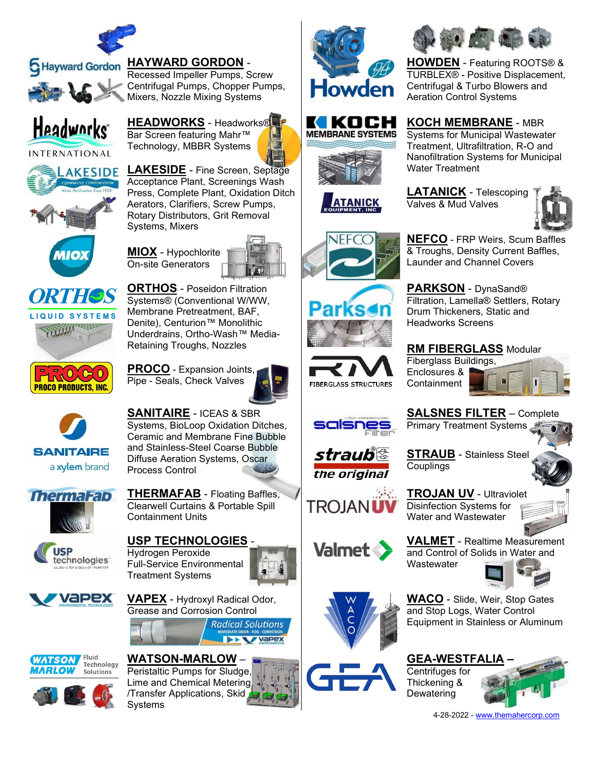**HAYWARD GORDON** - Recessed Impeller Pumps, Screw Centrifugal Pumps, Chopper Pumps, Mixers, Nozzle Mixing Systems

**HEADWORKS** - Headworks® Bar Screen featuring Mahr™ Technology, MBBR Systems

**LAKESIDE** - Fine Screen, Septage Acceptance Plant, Screenings Wash Press, Complete Plant, Oxidation Ditch Aerators, Clarifiers, Screw Pumps, Rotary Distributors, Grit Removal Systems, Mixers

**MIOX** - Hypochlorite On-site Generators

**ORTHOS** - Poseidon Filtration Systems® (Conventional W/WW, Membrane Pretreatment, BAF, Denite), Centurion™ Monolithic Underdrains, Ortho-Wash™ Media-Retaining Troughs, Nozzles

**PROCO** - Expansion Joints, Pipe - Seals, Check Valves

**SANITAIRE** - ICEAS & SBR Systems, BioLoop Oxidation Ditches, Ceramic and Membrane Fine Bubble and Stainless-Steel Coarse Bubble Diffuse Aeration Systems, Oscar Process Control

**THERMAFAB** - Floating Baffles, Clearwell Curtains & Portable Spill Containment Units

**USP TECHNOLOGIES** - Hydrogen Peroxide Full-Service Environmental Treatment Systems

**VAPEX** - Hydroxyl Radical Odor, Grease and Corrosion Control

**WATSON-MARLOW** – Peristaltic Pumps for Sludge, Lime and Chemical Metering /Transfer Applications, Skid Systems

**HOWDEN** - Featuring ROOTS® & TURBLEX® - Positive Displacement, Centrifugal & Turbo Blowers and Aeration Control Systems

**KOCH MEMBRANE** - MBR Systems for Municipal Wastewater Treatment, Ultrafiltration, R-O and Nanofiltration Systems for Municipal Water Treatment

**LATANICK** - Telescoping Valves & Mud Valves

**NEFCO** - FRP Weirs, Scum Baffles & Troughs, Density Current Baffles, Launder and Channel Covers

**PARKSON** - DynaSand® Filtration, Lamella® Settlers, Rotary Drum Thickeners, Static and Headworks Screens

**RM FIBERGLASS** Modular Fiberglass Buildings, Enclosures & Containment

**SALSNES FILTER** – Complete Primary Treatment Systems

**STRAUB** - Stainless Steel Couplings

**TROJAN UV** - Ultraviolet Disinfection Systems for Water and Wastewater

**VALMET** - Realtime Measurement and Control of Solids in Water and Wastewater

**WACO** - Slide, Weir, Stop Gates and Stop Logs, Water Control Equipment in Stainless or Aluminum

**GEA-WESTFALIA** – Centrifuges for Thickening & Dewatering

4-28-2022 - www.themahercorp.com